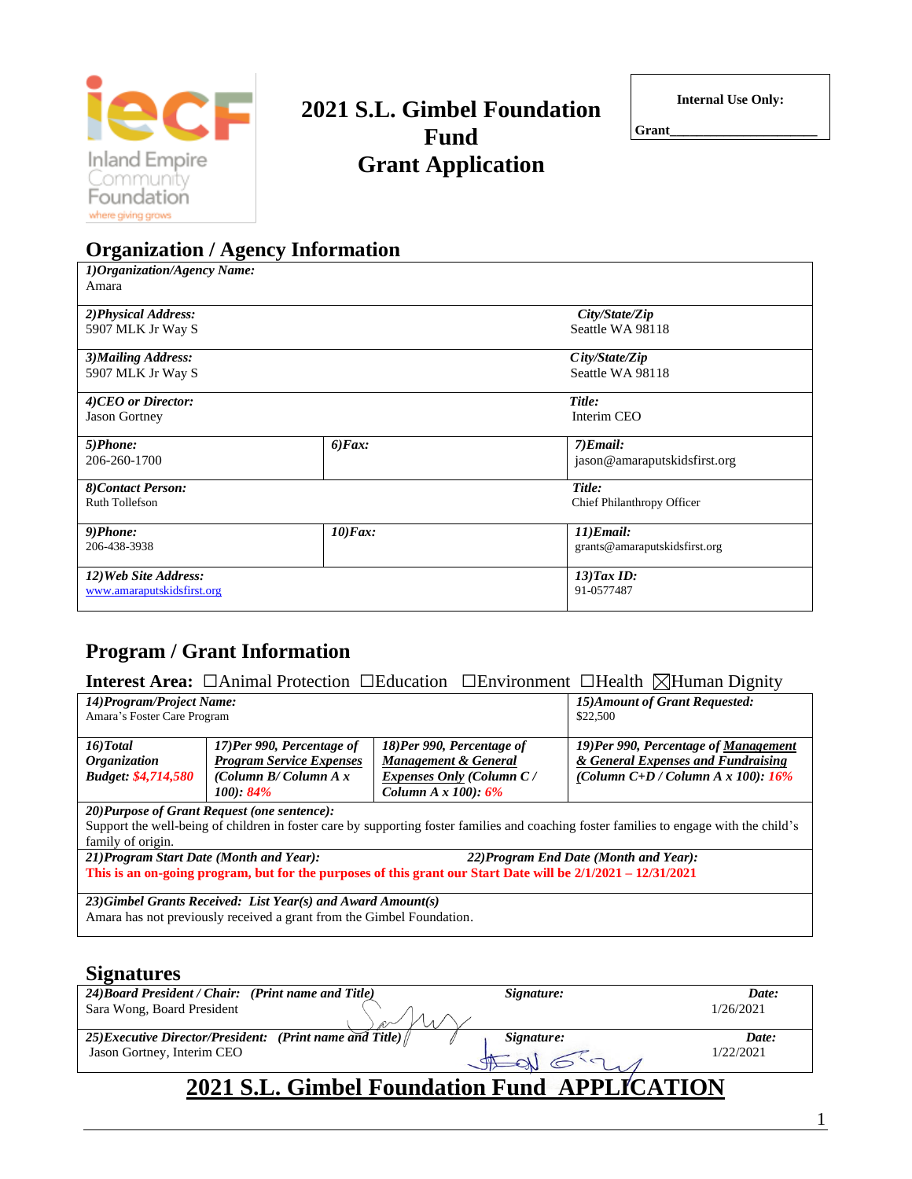# 2021 S.L. Gimbel Foundation Fund Grant Application

**Internal Use Only:**

**Grant**____________________

## Organization / Agency Information

| | |
|---|---|
| ***1)Organization/Agency Name:*** Amara | |
| ***2)Physical Address:*** 5907 MLK Jr Way S | ***City/State/Zip*** Seattle WA 98118 |
| ***3)Mailing Address:*** 5907 MLK Jr Way S | ***City/State/Zip*** Seattle WA 98118 |
| ***4)CEO or Director:*** Jason Gortney | ***Title:*** Interim CEO |
| ***5)Phone:*** 206-260-1700 / ***6)Fax:*** | ***7)Email:*** jason@amaraputskidsfirst.org |
| ***8)Contact Person:*** Ruth Tollefson | ***Title:*** Chief Philanthropy Officer |
| ***9)Phone:*** 206-438-3938 / ***10)Fax:*** | ***11)Email:*** grants@amaraputskidsfirst.org |
| ***12)Web Site Address:*** www.amaraputskidsfirst.org | ***13)Tax ID:*** 91-0577487 |

## Program / Grant Information

**Interest Area:** ☐Animal Protection ☐Education ☐Environment ☐Health ☒Human Dignity

| | | | |
|---|---|---|---|
| ***14)Program/Project Name:*** Amara's Foster Care Program | | | ***15)Amount of Grant Requested:*** $22,500 |
| ***16)Total Organization Budget:*** *$4,714,580* | ***17)Per 990, Percentage of Program Service Expenses (Column B/ Column A x 100):*** *84%* | ***18)Per 990, Percentage of Management & General Expenses Only (Column C / Column A x 100):*** *6%* | ***19)Per 990, Percentage of Management & General Expenses and Fundraising (Column C+D / Column A x 100):*** *16%* |

***20)Purpose of Grant Request (one sentence):***
Support the well-being of children in foster care by supporting foster families and coaching foster families to engage with the child's family of origin.

***21)Program Start Date (Month and Year):*** ***22)Program End Date (Month and Year):***
**This is an on-going program, but for the purposes of this grant our Start Date will be 2/1/2021 – 12/31/2021**

***23)Gimbel Grants Received: List Year(s) and Award Amount(s)***
Amara has not previously received a grant from the Gimbel Foundation.

## Signatures

| ***24)Board President / Chair: (Print name and Title)*** | ***Signature:*** | ***Date:*** |
|---|---|---|
| Sara Wong, Board President | [signature] | 1/26/2021 |
| ***25)Executive Director/President: (Print name and Title)*** | ***Signature:*** | ***Date:*** |
| Jason Gortney, Interim CEO | [signature] | 1/22/2021 |

**2021 S.L. Gimbel Foundation Fund APPLICATION**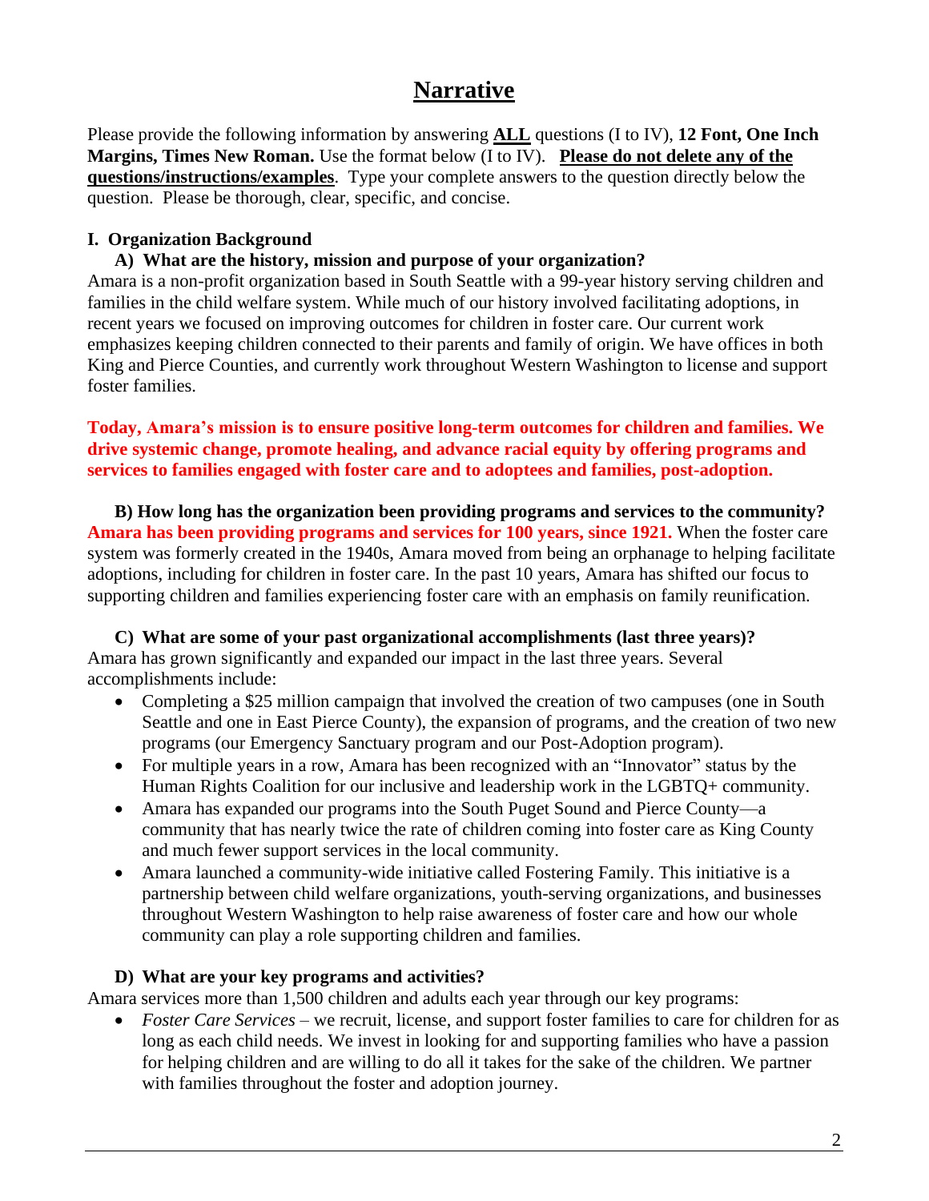# Narrative

Please provide the following information by answering **ALL** questions (I to IV), **12 Font, One Inch Margins, Times New Roman.** Use the format below (I to IV). **Please do not delete any of the questions/instructions/examples**. Type your complete answers to the question directly below the question. Please be thorough, clear, specific, and concise.

## I. Organization Background

### A) What are the history, mission and purpose of your organization?

Amara is a non-profit organization based in South Seattle with a 99-year history serving children and families in the child welfare system. While much of our history involved facilitating adoptions, in recent years we focused on improving outcomes for children in foster care. Our current work emphasizes keeping children connected to their parents and family of origin. We have offices in both King and Pierce Counties, and currently work throughout Western Washington to license and support foster families.

**Today, Amara's mission is to ensure positive long-term outcomes for children and families. We drive systemic change, promote healing, and advance racial equity by offering programs and services to families engaged with foster care and to adoptees and families, post-adoption.**

### B) How long has the organization been providing programs and services to the community?

**Amara has been providing programs and services for 100 years, since 1921.** When the foster care system was formerly created in the 1940s, Amara moved from being an orphanage to helping facilitate adoptions, including for children in foster care. In the past 10 years, Amara has shifted our focus to supporting children and families experiencing foster care with an emphasis on family reunification.

### C) What are some of your past organizational accomplishments (last three years)?

Amara has grown significantly and expanded our impact in the last three years. Several accomplishments include:

- Completing a $25 million campaign that involved the creation of two campuses (one in South Seattle and one in East Pierce County), the expansion of programs, and the creation of two new programs (our Emergency Sanctuary program and our Post-Adoption program).
- For multiple years in a row, Amara has been recognized with an "Innovator" status by the Human Rights Coalition for our inclusive and leadership work in the LGBTQ+ community.
- Amara has expanded our programs into the South Puget Sound and Pierce County—a community that has nearly twice the rate of children coming into foster care as King County and much fewer support services in the local community.
- Amara launched a community-wide initiative called Fostering Family. This initiative is a partnership between child welfare organizations, youth-serving organizations, and businesses throughout Western Washington to help raise awareness of foster care and how our whole community can play a role supporting children and families.

### D) What are your key programs and activities?

Amara services more than 1,500 children and adults each year through our key programs:

- *Foster Care Services* – we recruit, license, and support foster families to care for children for as long as each child needs. We invest in looking for and supporting families who have a passion for helping children and are willing to do all it takes for the sake of the children. We partner with families throughout the foster and adoption journey.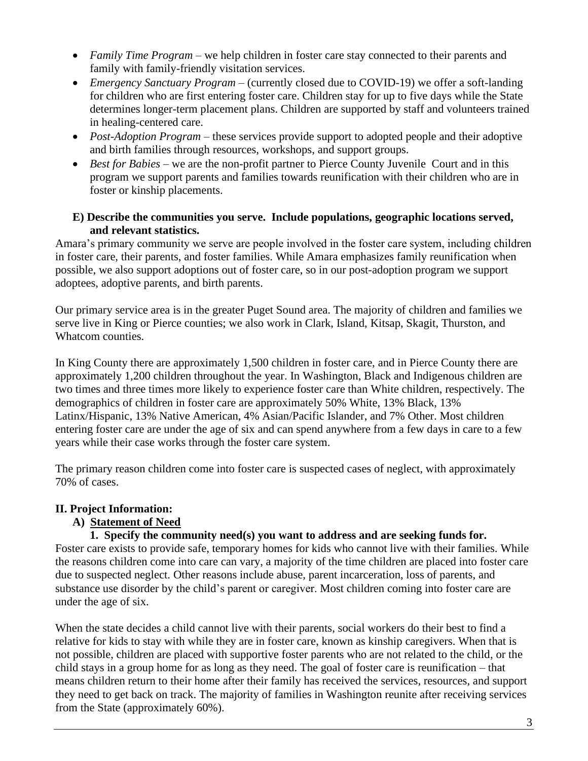- *Family Time Program* – we help children in foster care stay connected to their parents and family with family-friendly visitation services.
- *Emergency Sanctuary Program* – (currently closed due to COVID-19) we offer a soft-landing for children who are first entering foster care. Children stay for up to five days while the State determines longer-term placement plans. Children are supported by staff and volunteers trained in healing-centered care.
- *Post-Adoption Program* – these services provide support to adopted people and their adoptive and birth families through resources, workshops, and support groups.
- *Best for Babies* – we are the non-profit partner to Pierce County Juvenile Court and in this program we support parents and families towards reunification with their children who are in foster or kinship placements.

**E) Describe the communities you serve. Include populations, geographic locations served, and relevant statistics.**

Amara's primary community we serve are people involved in the foster care system, including children in foster care, their parents, and foster families. While Amara emphasizes family reunification when possible, we also support adoptions out of foster care, so in our post-adoption program we support adoptees, adoptive parents, and birth parents.

Our primary service area is in the greater Puget Sound area. The majority of children and families we serve live in King or Pierce counties; we also work in Clark, Island, Kitsap, Skagit, Thurston, and Whatcom counties.

In King County there are approximately 1,500 children in foster care, and in Pierce County there are approximately 1,200 children throughout the year. In Washington, Black and Indigenous children are two times and three times more likely to experience foster care than White children, respectively. The demographics of children in foster care are approximately 50% White, 13% Black, 13% Latinx/Hispanic, 13% Native American, 4% Asian/Pacific Islander, and 7% Other. Most children entering foster care are under the age of six and can spend anywhere from a few days in care to a few years while their case works through the foster care system.

The primary reason children come into foster care is suspected cases of neglect, with approximately 70% of cases.

## II. Project Information:

### A) Statement of Need

**1. Specify the community need(s) you want to address and are seeking funds for.**

Foster care exists to provide safe, temporary homes for kids who cannot live with their families. While the reasons children come into care can vary, a majority of the time children are placed into foster care due to suspected neglect. Other reasons include abuse, parent incarceration, loss of parents, and substance use disorder by the child's parent or caregiver. Most children coming into foster care are under the age of six.

When the state decides a child cannot live with their parents, social workers do their best to find a relative for kids to stay with while they are in foster care, known as kinship caregivers. When that is not possible, children are placed with supportive foster parents who are not related to the child, or the child stays in a group home for as long as they need. The goal of foster care is reunification – that means children return to their home after their family has received the services, resources, and support they need to get back on track. The majority of families in Washington reunite after receiving services from the State (approximately 60%).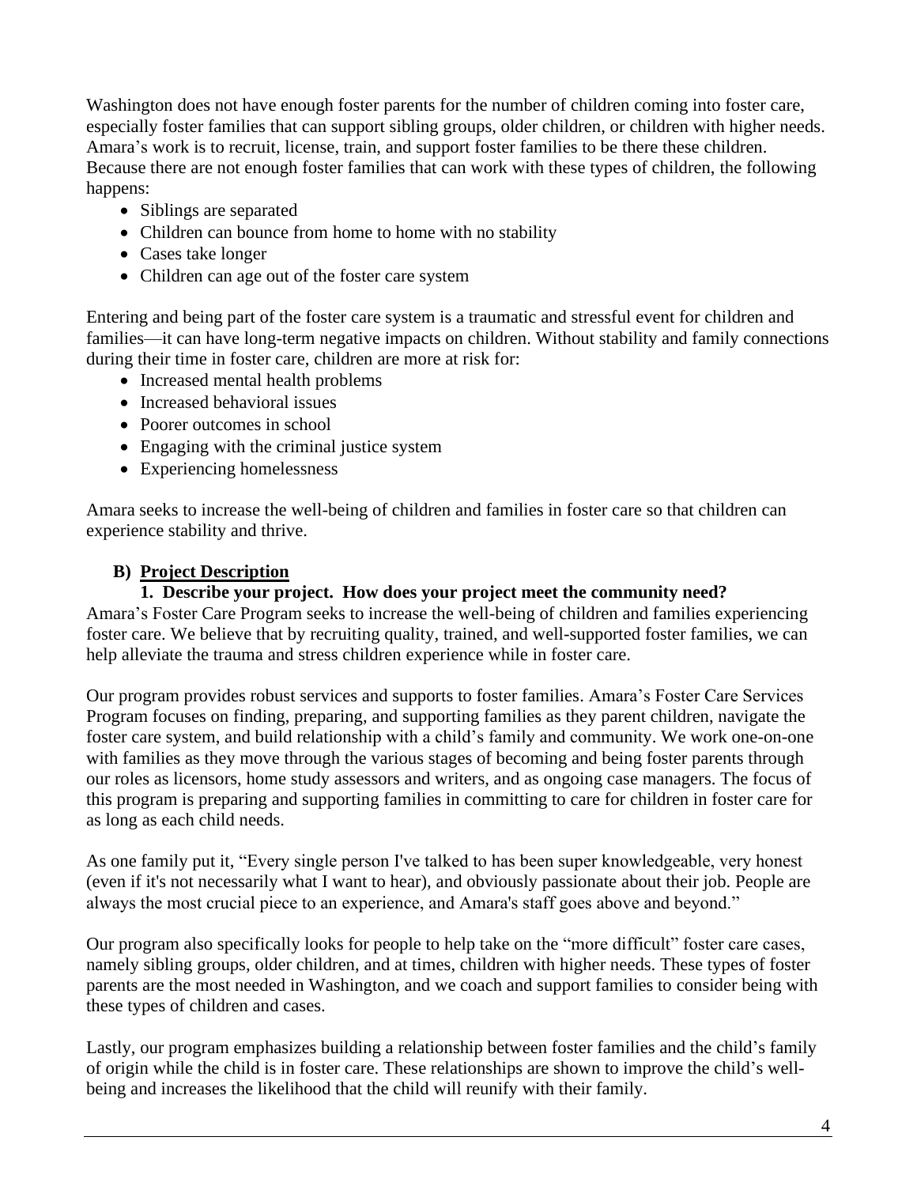Washington does not have enough foster parents for the number of children coming into foster care, especially foster families that can support sibling groups, older children, or children with higher needs. Amara's work is to recruit, license, train, and support foster families to be there these children. Because there are not enough foster families that can work with these types of children, the following happens:

- Siblings are separated
- Children can bounce from home to home with no stability
- Cases take longer
- Children can age out of the foster care system

Entering and being part of the foster care system is a traumatic and stressful event for children and families—it can have long-term negative impacts on children. Without stability and family connections during their time in foster care, children are more at risk for:

- Increased mental health problems
- Increased behavioral issues
- Poorer outcomes in school
- Engaging with the criminal justice system
- Experiencing homelessness

Amara seeks to increase the well-being of children and families in foster care so that children can experience stability and thrive.

## B) Project Description

### 1. Describe your project. How does your project meet the community need?

Amara's Foster Care Program seeks to increase the well-being of children and families experiencing foster care. We believe that by recruiting quality, trained, and well-supported foster families, we can help alleviate the trauma and stress children experience while in foster care.

Our program provides robust services and supports to foster families. Amara's Foster Care Services Program focuses on finding, preparing, and supporting families as they parent children, navigate the foster care system, and build relationship with a child's family and community. We work one-on-one with families as they move through the various stages of becoming and being foster parents through our roles as licensors, home study assessors and writers, and as ongoing case managers. The focus of this program is preparing and supporting families in committing to care for children in foster care for as long as each child needs.

As one family put it, "Every single person I've talked to has been super knowledgeable, very honest (even if it's not necessarily what I want to hear), and obviously passionate about their job. People are always the most crucial piece to an experience, and Amara's staff goes above and beyond."

Our program also specifically looks for people to help take on the "more difficult" foster care cases, namely sibling groups, older children, and at times, children with higher needs. These types of foster parents are the most needed in Washington, and we coach and support families to consider being with these types of children and cases.

Lastly, our program emphasizes building a relationship between foster families and the child's family of origin while the child is in foster care. These relationships are shown to improve the child's well-being and increases the likelihood that the child will reunify with their family.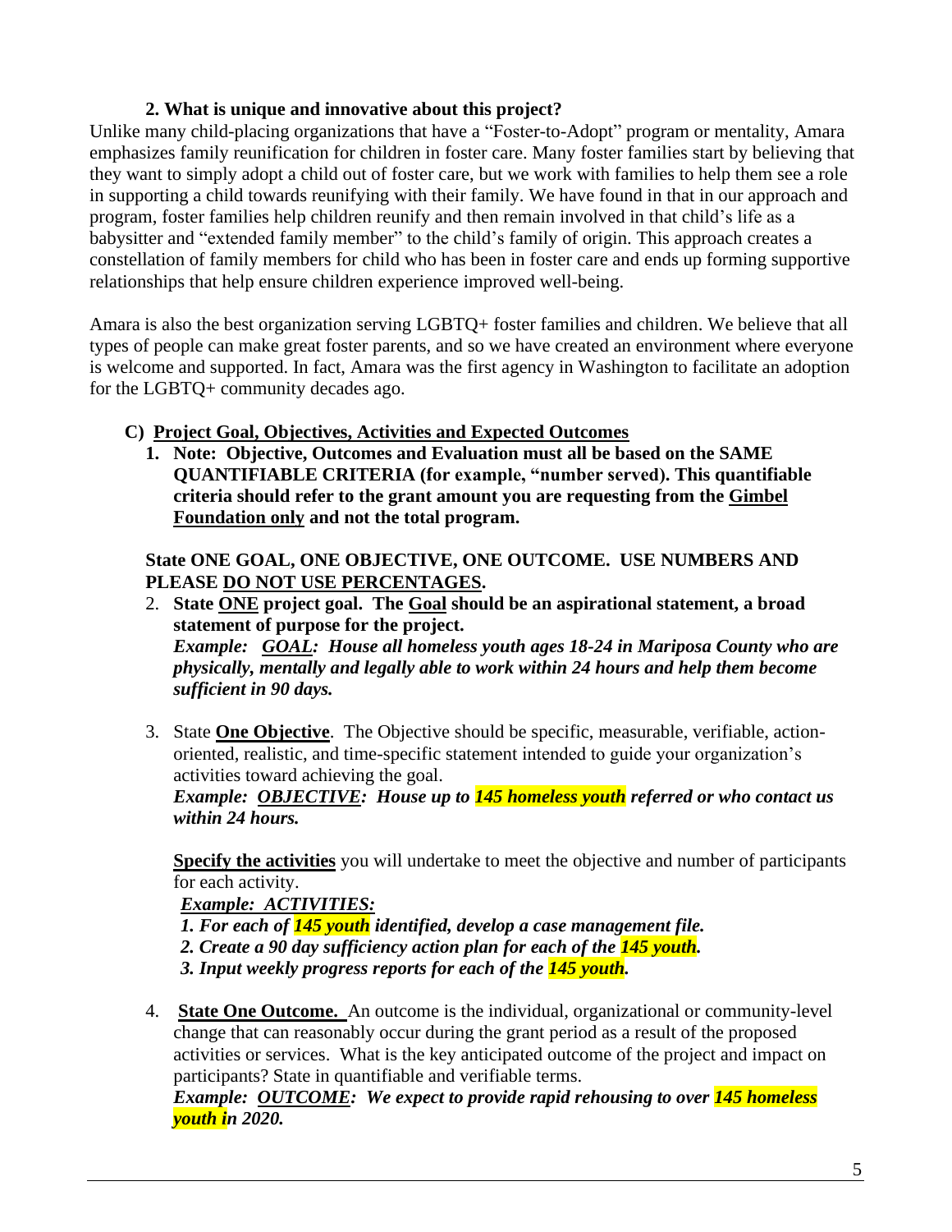**2. What is unique and innovative about this project?**

Unlike many child-placing organizations that have a "Foster-to-Adopt" program or mentality, Amara emphasizes family reunification for children in foster care. Many foster families start by believing that they want to simply adopt a child out of foster care, but we work with families to help them see a role in supporting a child towards reunifying with their family. We have found in that in our approach and program, foster families help children reunify and then remain involved in that child's life as a babysitter and "extended family member" to the child's family of origin. This approach creates a constellation of family members for child who has been in foster care and ends up forming supportive relationships that help ensure children experience improved well-being.

Amara is also the best organization serving LGBTQ+ foster families and children. We believe that all types of people can make great foster parents, and so we have created an environment where everyone is welcome and supported. In fact, Amara was the first agency in Washington to facilitate an adoption for the LGBTQ+ community decades ago.

**C) <u>Project Goal, Objectives, Activities and Expected Outcomes</u>**

1. **Note: Objective, Outcomes and Evaluation must all be based on the SAME QUANTIFIABLE CRITERIA (for example, "number served). This quantifiable criteria should refer to the grant amount you are requesting from the <u>Gimbel Foundation only</u> and not the total program.**

   **State ONE GOAL, ONE OBJECTIVE, ONE OUTCOME. USE NUMBERS AND PLEASE <u>DO NOT USE PERCENTAGES</u>.**

2. **State <u>ONE</u> project goal. The <u>Goal</u> should be an aspirational statement, a broad statement of purpose for the project.**
   ***Example: <u>GOAL</u>: House all homeless youth ages 18-24 in Mariposa County who are physically, mentally and legally able to work within 24 hours and help them become sufficient in 90 days.***

3. State **<u>One Objective</u>**. The Objective should be specific, measurable, verifiable, action-oriented, realistic, and time-specific statement intended to guide your organization's activities toward achieving the goal.
   ***Example: <u>OBJECTIVE</u>: House up to 145 homeless youth referred or who contact us within 24 hours.***

   **<u>Specify the activities</u>** you will undertake to meet the objective and number of participants for each activity.

   ***<u>Example: ACTIVITIES:</u>***
   ***1. For each of 145 youth identified, develop a case management file.***
   ***2. Create a 90 day sufficiency action plan for each of the 145 youth.***
   ***3. Input weekly progress reports for each of the 145 youth.***

4. **<u>State One Outcome.</u>** An outcome is the individual, organizational or community-level change that can reasonably occur during the grant period as a result of the proposed activities or services. What is the key anticipated outcome of the project and impact on participants? State in quantifiable and verifiable terms.
   ***Example: <u>OUTCOME</u>: We expect to provide rapid rehousing to over 145 homeless youth in 2020.***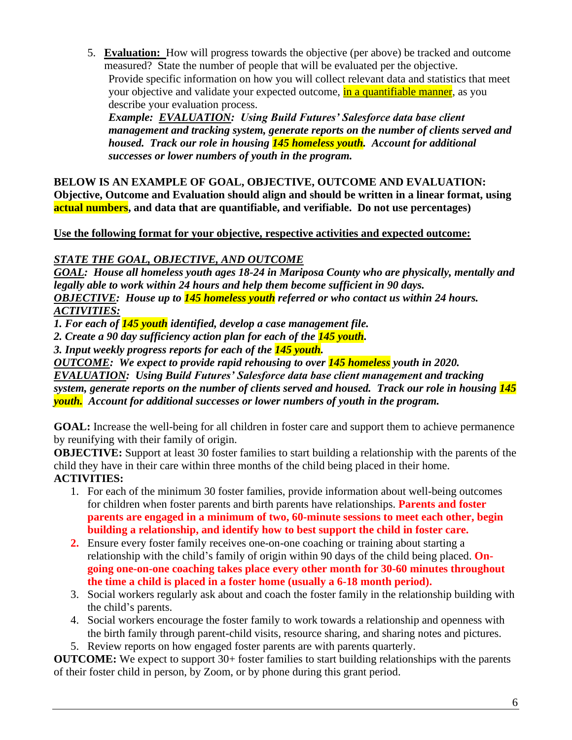5. **Evaluation:** How will progress towards the objective (per above) be tracked and outcome measured? State the number of people that will be evaluated per the objective.
   Provide specific information on how you will collect relevant data and statistics that meet your objective and validate your expected outcome, in a quantifiable manner, as you describe your evaluation process.
   ***Example: EVALUATION: Using Build Futures' Salesforce data base client management and tracking system, generate reports on the number of clients served and housed. Track our role in housing 145 homeless youth. Account for additional successes or lower numbers of youth in the program.***

**BELOW IS AN EXAMPLE OF GOAL, OBJECTIVE, OUTCOME AND EVALUATION: Objective, Outcome and Evaluation should align and should be written in a linear format, using actual numbers, and data that are quantifiable, and verifiable. Do not use percentages)**

**Use the following format for your objective, respective activities and expected outcome:**

***STATE THE GOAL, OBJECTIVE, AND OUTCOME***

***GOAL: House all homeless youth ages 18-24 in Mariposa County who are physically, mentally and legally able to work within 24 hours and help them become sufficient in 90 days.***

***OBJECTIVE: House up to 145 homeless youth referred or who contact us within 24 hours.***

***ACTIVITIES:***

***1. For each of 145 youth identified, develop a case management file.***

***2. Create a 90 day sufficiency action plan for each of the 145 youth.***

***3. Input weekly progress reports for each of the 145 youth.***

***OUTCOME: We expect to provide rapid rehousing to over 145 homeless youth in 2020.***

***EVALUATION: Using Build Futures' Salesforce data base client management and tracking system, generate reports on the number of clients served and housed. Track our role in housing 145 youth. Account for additional successes or lower numbers of youth in the program.***

**GOAL:** Increase the well-being for all children in foster care and support them to achieve permanence by reunifying with their family of origin.

**OBJECTIVE:** Support at least 30 foster families to start building a relationship with the parents of the child they have in their care within three months of the child being placed in their home.

**ACTIVITIES:**

1. For each of the minimum 30 foster families, provide information about well-being outcomes for children when foster parents and birth parents have relationships. **Parents and foster parents are engaged in a minimum of two, 60-minute sessions to meet each other, begin building a relationship, and identify how to best support the child in foster care.**
2. Ensure every foster family receives one-on-one coaching or training about starting a relationship with the child's family of origin within 90 days of the child being placed. **On-going one-on-one coaching takes place every other month for 30-60 minutes throughout the time a child is placed in a foster home (usually a 6-18 month period).**
3. Social workers regularly ask about and coach the foster family in the relationship building with the child's parents.
4. Social workers encourage the foster family to work towards a relationship and openness with the birth family through parent-child visits, resource sharing, and sharing notes and pictures.
5. Review reports on how engaged foster parents are with parents quarterly.

**OUTCOME:** We expect to support 30+ foster families to start building relationships with the parents of their foster child in person, by Zoom, or by phone during this grant period.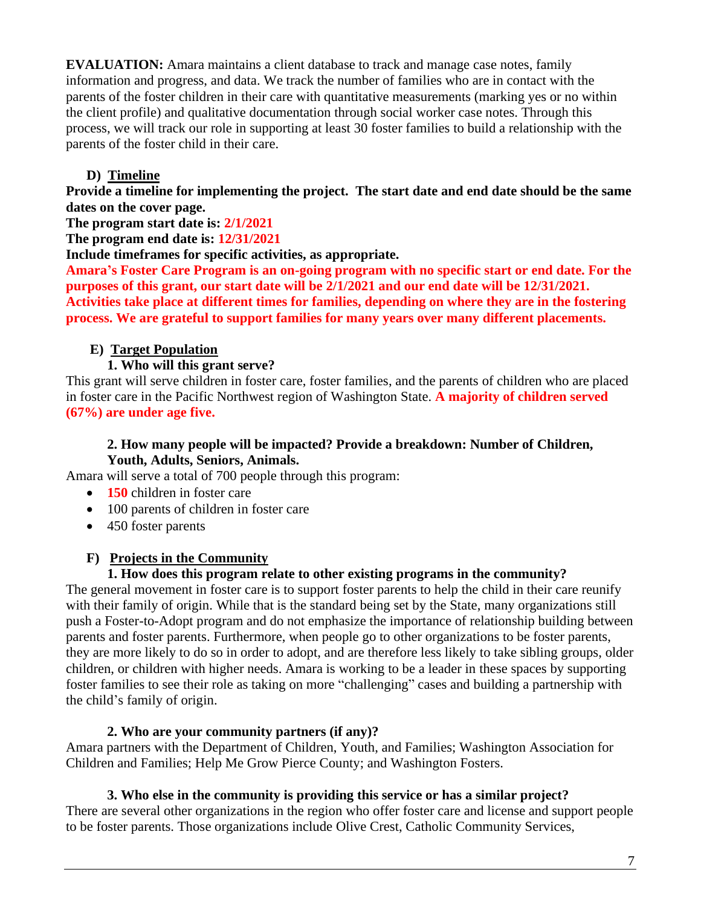**EVALUATION:** Amara maintains a client database to track and manage case notes, family information and progress, and data. We track the number of families who are in contact with the parents of the foster children in their care with quantitative measurements (marking yes or no within the client profile) and qualitative documentation through social worker case notes. Through this process, we will track our role in supporting at least 30 foster families to build a relationship with the parents of the foster child in their care.

### D) Timeline

**Provide a timeline for implementing the project. The start date and end date should be the same dates on the cover page.**

**The program start date is: 2/1/2021**

**The program end date is: 12/31/2021**

**Include timeframes for specific activities, as appropriate.**

**Amara's Foster Care Program is an on-going program with no specific start or end date. For the purposes of this grant, our start date will be 2/1/2021 and our end date will be 12/31/2021. Activities take place at different times for families, depending on where they are in the fostering process. We are grateful to support families for many years over many different placements.**

### E) Target Population

**1. Who will this grant serve?**

This grant will serve children in foster care, foster families, and the parents of children who are placed in foster care in the Pacific Northwest region of Washington State. **A majority of children served (67%) are under age five.**

**2. How many people will be impacted? Provide a breakdown: Number of Children, Youth, Adults, Seniors, Animals.**

Amara will serve a total of 700 people through this program:

- **150** children in foster care
- 100 parents of children in foster care
- 450 foster parents

### F) Projects in the Community

**1. How does this program relate to other existing programs in the community?**

The general movement in foster care is to support foster parents to help the child in their care reunify with their family of origin. While that is the standard being set by the State, many organizations still push a Foster-to-Adopt program and do not emphasize the importance of relationship building between parents and foster parents. Furthermore, when people go to other organizations to be foster parents, they are more likely to do so in order to adopt, and are therefore less likely to take sibling groups, older children, or children with higher needs. Amara is working to be a leader in these spaces by supporting foster families to see their role as taking on more "challenging" cases and building a partnership with the child's family of origin.

**2. Who are your community partners (if any)?**

Amara partners with the Department of Children, Youth, and Families; Washington Association for Children and Families; Help Me Grow Pierce County; and Washington Fosters.

**3. Who else in the community is providing this service or has a similar project?**

There are several other organizations in the region who offer foster care and license and support people to be foster parents. Those organizations include Olive Crest, Catholic Community Services,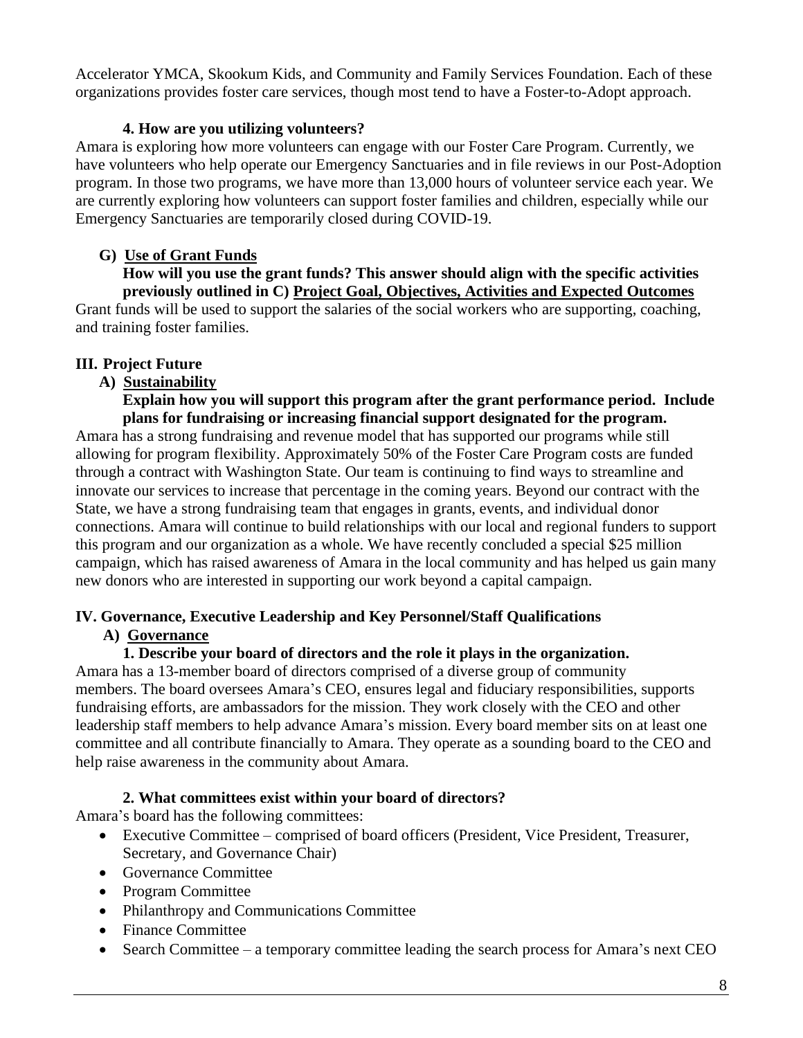Accelerator YMCA, Skookum Kids, and Community and Family Services Foundation. Each of these organizations provides foster care services, though most tend to have a Foster-to-Adopt approach.

**4. How are you utilizing volunteers?**

Amara is exploring how more volunteers can engage with our Foster Care Program. Currently, we have volunteers who help operate our Emergency Sanctuaries and in file reviews in our Post-Adoption program. In those two programs, we have more than 13,000 hours of volunteer service each year. We are currently exploring how volunteers can support foster families and children, especially while our Emergency Sanctuaries are temporarily closed during COVID-19.

### G) Use of Grant Funds

**How will you use the grant funds? This answer should align with the specific activities previously outlined in C) Project Goal, Objectives, Activities and Expected Outcomes**

Grant funds will be used to support the salaries of the social workers who are supporting, coaching, and training foster families.

## III. Project Future

### A) Sustainability

**Explain how you will support this program after the grant performance period. Include plans for fundraising or increasing financial support designated for the program.**

Amara has a strong fundraising and revenue model that has supported our programs while still allowing for program flexibility. Approximately 50% of the Foster Care Program costs are funded through a contract with Washington State. Our team is continuing to find ways to streamline and innovate our services to increase that percentage in the coming years. Beyond our contract with the State, we have a strong fundraising team that engages in grants, events, and individual donor connections. Amara will continue to build relationships with our local and regional funders to support this program and our organization as a whole. We have recently concluded a special $25 million campaign, which has raised awareness of Amara in the local community and has helped us gain many new donors who are interested in supporting our work beyond a capital campaign.

## IV. Governance, Executive Leadership and Key Personnel/Staff Qualifications

### A) Governance

**1. Describe your board of directors and the role it plays in the organization.**

Amara has a 13-member board of directors comprised of a diverse group of community members. The board oversees Amara's CEO, ensures legal and fiduciary responsibilities, supports fundraising efforts, are ambassadors for the mission. They work closely with the CEO and other leadership staff members to help advance Amara's mission. Every board member sits on at least one committee and all contribute financially to Amara. They operate as a sounding board to the CEO and help raise awareness in the community about Amara.

**2. What committees exist within your board of directors?**

Amara's board has the following committees:

- Executive Committee – comprised of board officers (President, Vice President, Treasurer, Secretary, and Governance Chair)
- Governance Committee
- Program Committee
- Philanthropy and Communications Committee
- Finance Committee
- Search Committee – a temporary committee leading the search process for Amara's next CEO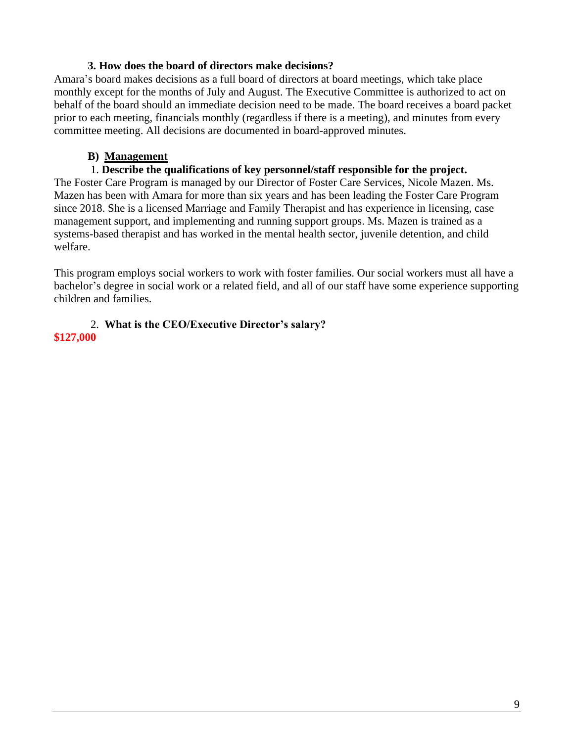**3. How does the board of directors make decisions?**

Amara's board makes decisions as a full board of directors at board meetings, which take place monthly except for the months of July and August. The Executive Committee is authorized to act on behalf of the board should an immediate decision need to be made. The board receives a board packet prior to each meeting, financials monthly (regardless if there is a meeting), and minutes from every committee meeting. All decisions are documented in board-approved minutes.

**B) <u>Management</u>**

1. **Describe the qualifications of key personnel/staff responsible for the project.**

The Foster Care Program is managed by our Director of Foster Care Services, Nicole Mazen. Ms. Mazen has been with Amara for more than six years and has been leading the Foster Care Program since 2018. She is a licensed Marriage and Family Therapist and has experience in licensing, case management support, and implementing and running support groups. Ms. Mazen is trained as a systems-based therapist and has worked in the mental health sector, juvenile detention, and child welfare.

This program employs social workers to work with foster families. Our social workers must all have a bachelor's degree in social work or a related field, and all of our staff have some experience supporting children and families.

2. **What is the CEO/Executive Director's salary?**

**$127,000**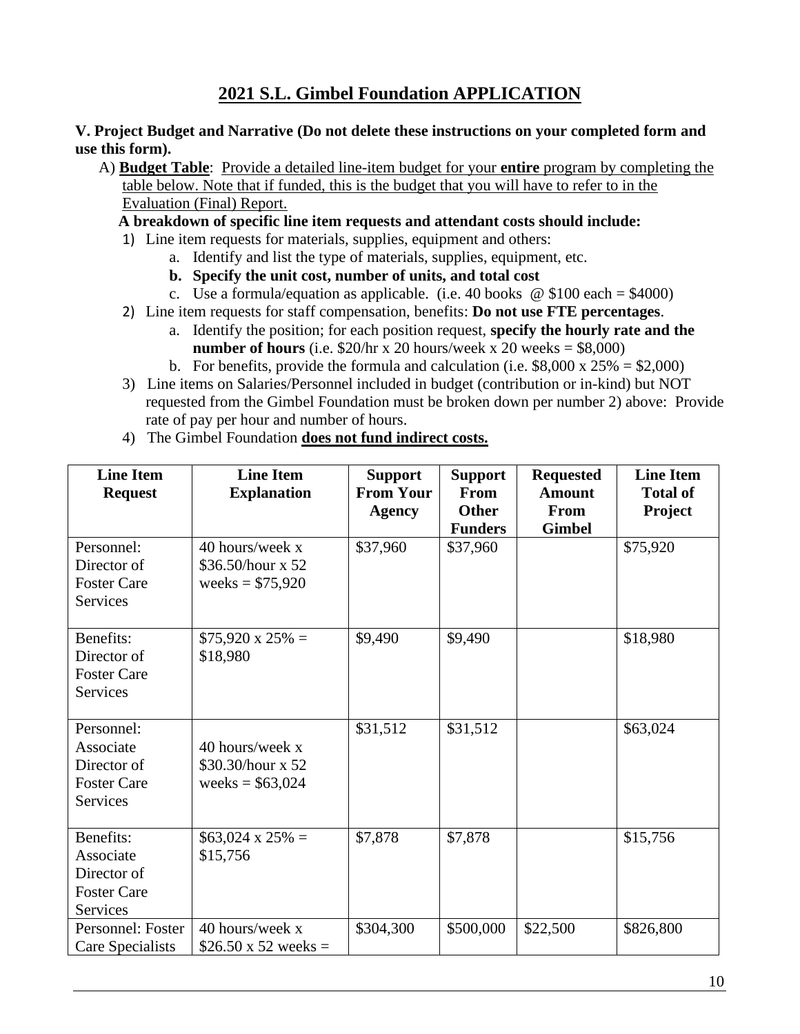# 2021 S.L. Gimbel Foundation APPLICATION

**V. Project Budget and Narrative (Do not delete these instructions on your completed form and use this form).**

A) **Budget Table**: Provide a detailed line-item budget for your **entire** program by completing the table below. Note that if funded, this is the budget that you will have to refer to in the Evaluation (Final) Report.

**A breakdown of specific line item requests and attendant costs should include:**

1) Line item requests for materials, supplies, equipment and others:
   a. Identify and list the type of materials, supplies, equipment, etc.
   **b. Specify the unit cost, number of units, and total cost**
   c. Use a formula/equation as applicable. (i.e. 40 books @ $100 each = $4000)
2) Line item requests for staff compensation, benefits: **Do not use FTE percentages**.
   a. Identify the position; for each position request, **specify the hourly rate and the number of hours** (i.e. $20/hr x 20 hours/week x 20 weeks = $8,000)
   b. For benefits, provide the formula and calculation (i.e. $8,000 x 25% = $2,000)
3) Line items on Salaries/Personnel included in budget (contribution or in-kind) but NOT requested from the Gimbel Foundation must be broken down per number 2) above: Provide rate of pay per hour and number of hours.
4) The Gimbel Foundation **does not fund indirect costs.**

| Line Item Request | Line Item Explanation | Support From Your Agency | Support From Other Funders | Requested Amount From Gimbel | Line Item Total of Project |
|---|---|---|---|---|---|
| Personnel: Director of Foster Care Services | 40 hours/week x $36.50/hour x 52 weeks = $75,920 | $37,960 | $37,960 | | $75,920 |
| Benefits: Director of Foster Care Services | $75,920 x 25% = $18,980 | $9,490 | $9,490 | | $18,980 |
| Personnel: Associate Director of Foster Care Services | 40 hours/week x $30.30/hour x 52 weeks = $63,024 | $31,512 | $31,512 | | $63,024 |
| Benefits: Associate Director of Foster Care Services | $63,024 x 25% = $15,756 | $7,878 | $7,878 | | $15,756 |
| Personnel: Foster Care Specialists | 40 hours/week x $26.50 x 52 weeks = | $304,300 | $500,000 | $22,500 | $826,800 |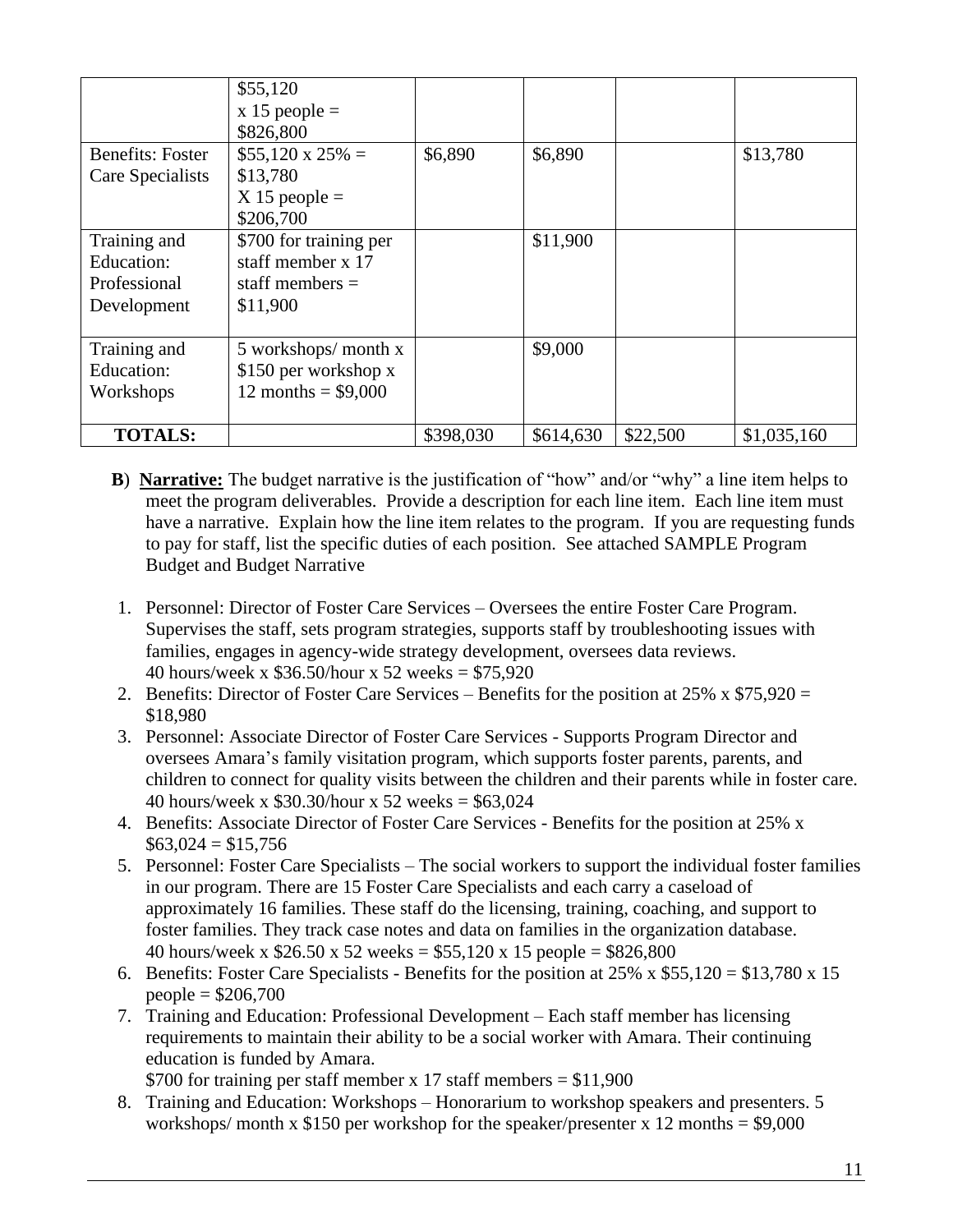| | | | | | |
|---|---|---|---|---|---|
| | \$55,120 x 15 people = \$826,800 | | | | |
| Benefits: Foster Care Specialists | \$55,120 x 25% = \$13,780 X 15 people = \$206,700 | \$6,890 | \$6,890 | | \$13,780 |
| Training and Education: Professional Development | \$700 for training per staff member x 17 staff members = \$11,900 | | \$11,900 | | |
| Training and Education: Workshops | 5 workshops/ month x \$150 per workshop x 12 months = \$9,000 | | \$9,000 | | |
| **TOTALS:** | | \$398,030 | \$614,630 | \$22,500 | \$1,035,160 |

**B**) **Narrative:** The budget narrative is the justification of "how" and/or "why" a line item helps to meet the program deliverables. Provide a description for each line item. Each line item must have a narrative. Explain how the line item relates to the program. If you are requesting funds to pay for staff, list the specific duties of each position. See attached SAMPLE Program Budget and Budget Narrative

1. Personnel: Director of Foster Care Services – Oversees the entire Foster Care Program. Supervises the staff, sets program strategies, supports staff by troubleshooting issues with families, engages in agency-wide strategy development, oversees data reviews.
   40 hours/week x \$36.50/hour x 52 weeks = \$75,920
2. Benefits: Director of Foster Care Services – Benefits for the position at 25% x \$75,920 = \$18,980
3. Personnel: Associate Director of Foster Care Services - Supports Program Director and oversees Amara's family visitation program, which supports foster parents, parents, and children to connect for quality visits between the children and their parents while in foster care.
   40 hours/week x \$30.30/hour x 52 weeks = \$63,024
4. Benefits: Associate Director of Foster Care Services - Benefits for the position at 25% x \$63,024 = \$15,756
5. Personnel: Foster Care Specialists – The social workers to support the individual foster families in our program. There are 15 Foster Care Specialists and each carry a caseload of approximately 16 families. These staff do the licensing, training, coaching, and support to foster families. They track case notes and data on families in the organization database.
   40 hours/week x \$26.50 x 52 weeks = \$55,120 x 15 people = \$826,800
6. Benefits: Foster Care Specialists - Benefits for the position at 25% x \$55,120 = \$13,780 x 15 people = \$206,700
7. Training and Education: Professional Development – Each staff member has licensing requirements to maintain their ability to be a social worker with Amara. Their continuing education is funded by Amara.
   \$700 for training per staff member x 17 staff members = \$11,900
8. Training and Education: Workshops – Honorarium to workshop speakers and presenters. 5 workshops/ month x \$150 per workshop for the speaker/presenter x 12 months = \$9,000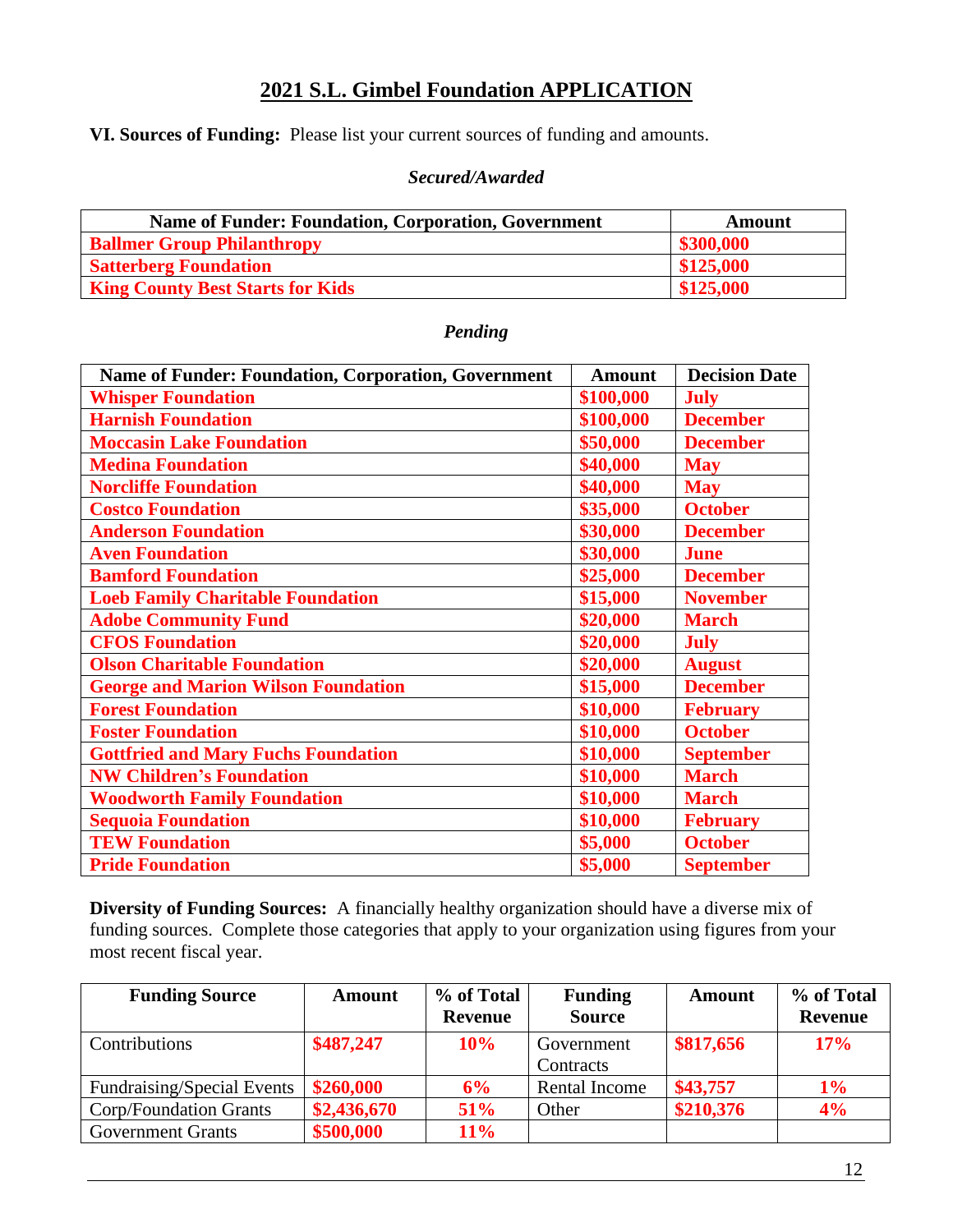# 2021 S.L. Gimbel Foundation APPLICATION

**VI. Sources of Funding:** Please list your current sources of funding and amounts.

***Secured/Awarded***

| Name of Funder: Foundation, Corporation, Government | Amount |
|---|---|
| **Ballmer Group Philanthropy** | **$300,000** |
| **Satterberg Foundation** | **$125,000** |
| **King County Best Starts for Kids** | **$125,000** |

***Pending***

| Name of Funder: Foundation, Corporation, Government | Amount | Decision Date |
|---|---|---|
| **Whisper Foundation** | **$100,000** | **July** |
| **Harnish Foundation** | **$100,000** | **December** |
| **Moccasin Lake Foundation** | **$50,000** | **December** |
| **Medina Foundation** | **$40,000** | **May** |
| **Norcliffe Foundation** | **$40,000** | **May** |
| **Costco Foundation** | **$35,000** | **October** |
| **Anderson Foundation** | **$30,000** | **December** |
| **Aven Foundation** | **$30,000** | **June** |
| **Bamford Foundation** | **$25,000** | **December** |
| **Loeb Family Charitable Foundation** | **$15,000** | **November** |
| **Adobe Community Fund** | **$20,000** | **March** |
| **CFOS Foundation** | **$20,000** | **July** |
| **Olson Charitable Foundation** | **$20,000** | **August** |
| **George and Marion Wilson Foundation** | **$15,000** | **December** |
| **Forest Foundation** | **$10,000** | **February** |
| **Foster Foundation** | **$10,000** | **October** |
| **Gottfried and Mary Fuchs Foundation** | **$10,000** | **September** |
| **NW Children's Foundation** | **$10,000** | **March** |
| **Woodworth Family Foundation** | **$10,000** | **March** |
| **Sequoia Foundation** | **$10,000** | **February** |
| **TEW Foundation** | **$5,000** | **October** |
| **Pride Foundation** | **$5,000** | **September** |

**Diversity of Funding Sources:** A financially healthy organization should have a diverse mix of funding sources. Complete those categories that apply to your organization using figures from your most recent fiscal year.

| Funding Source | Amount | % of Total Revenue | Funding Source | Amount | % of Total Revenue |
|---|---|---|---|---|---|
| Contributions | **$487,247** | **10%** | Government Contracts | **$817,656** | **17%** |
| Fundraising/Special Events | **$260,000** | **6%** | Rental Income | **$43,757** | **1%** |
| Corp/Foundation Grants | **$2,436,670** | **51%** | Other | **$210,376** | **4%** |
| Government Grants | **$500,000** | **11%** | | | |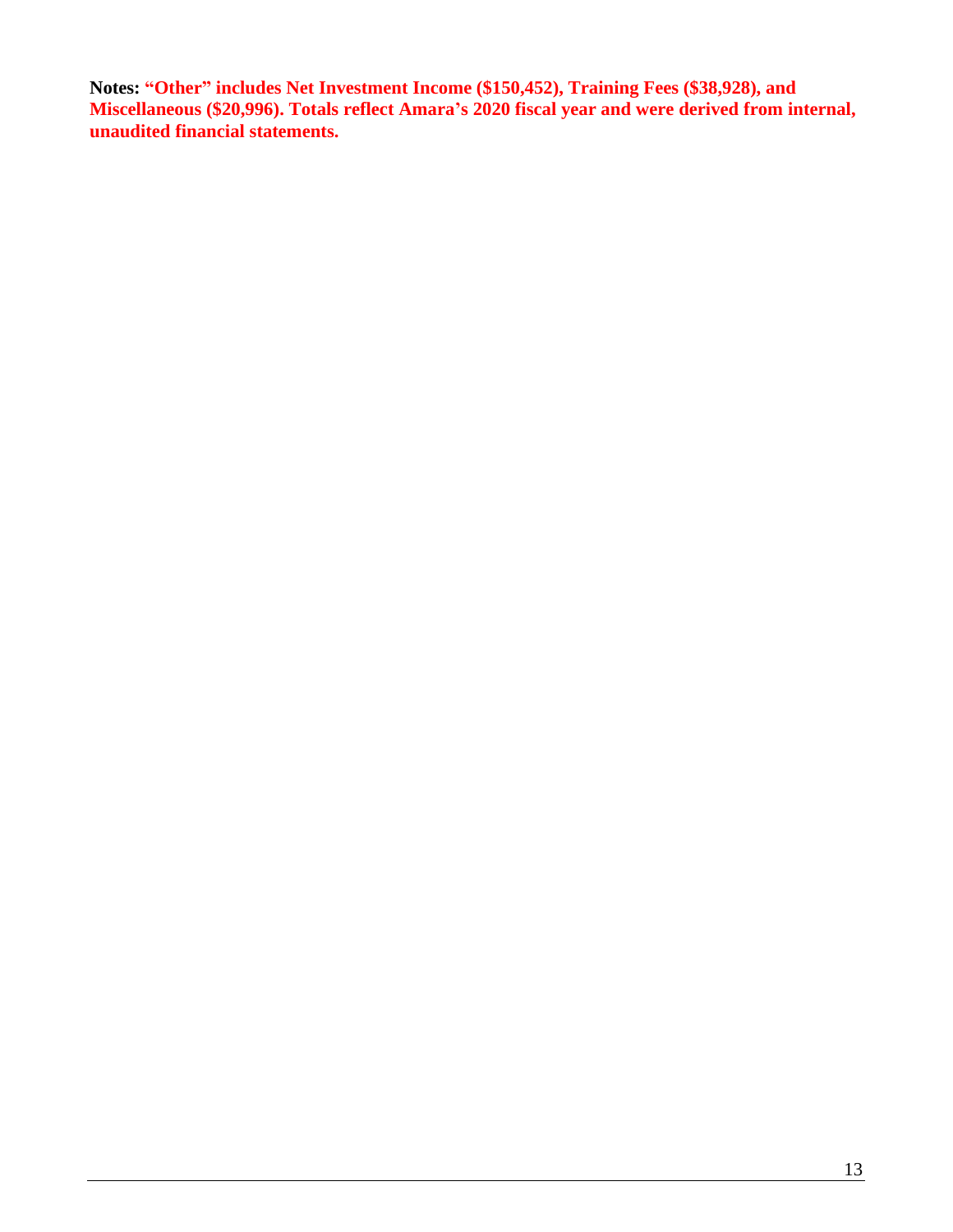**Notes:** **“Other” includes Net Investment Income ($150,452), Training Fees ($38,928), and Miscellaneous ($20,996). Totals reflect Amara’s 2020 fiscal year and were derived from internal, unaudited financial statements.**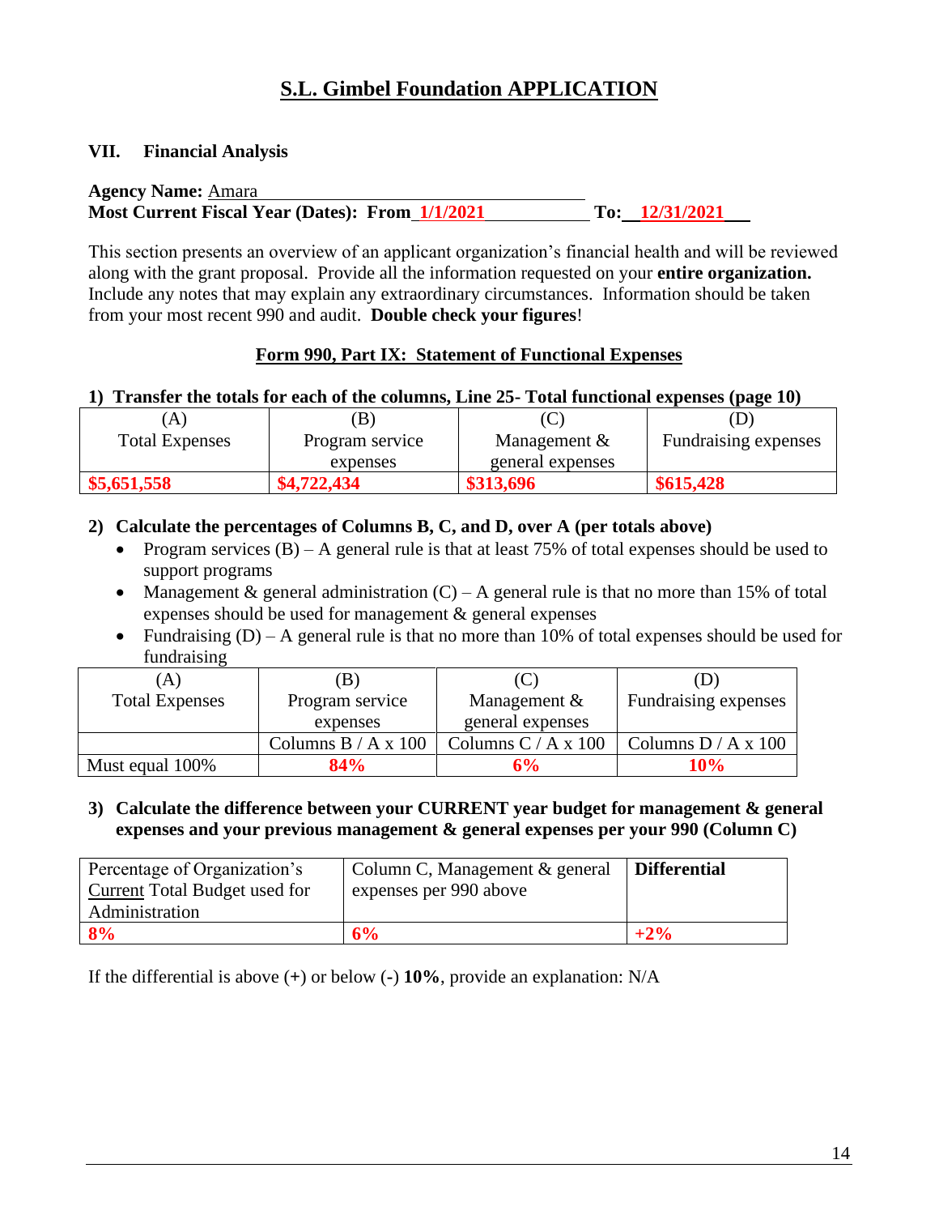# **S.L. Gimbel Foundation APPLICATION**

## **VII. Financial Analysis**

**Agency Name:** Amara
**Most Current Fiscal Year (Dates): From** 1/1/2021 **To:** 12/31/2021

This section presents an overview of an applicant organization's financial health and will be reviewed along with the grant proposal. Provide all the information requested on your **entire organization.** Include any notes that may explain any extraordinary circumstances. Information should be taken from your most recent 990 and audit. **Double check your figures**!

### **Form 990, Part IX: Statement of Functional Expenses**

**1) Transfer the totals for each of the columns, Line 25- Total functional expenses (page 10)**

| (A) Total Expenses | (B) Program service expenses | (C) Management & general expenses | (D) Fundraising expenses |
|---|---|---|---|
| **$5,651,558** | **$4,722,434** | **$313,696** | **$615,428** |

**2) Calculate the percentages of Columns B, C, and D, over A (per totals above)**

- Program services (B) – A general rule is that at least 75% of total expenses should be used to support programs
- Management & general administration (C) – A general rule is that no more than 15% of total expenses should be used for management & general expenses
- Fundraising (D) – A general rule is that no more than 10% of total expenses should be used for fundraising

| (A) Total Expenses | (B) Program service expenses | (C) Management & general expenses | (D) Fundraising expenses |
|---|---|---|---|
| | Columns B / A x 100 | Columns C / A x 100 | Columns D / A x 100 |
| Must equal 100% | **84%** | **6%** | **10%** |

**3) Calculate the difference between your CURRENT year budget for management & general expenses and your previous management & general expenses per your 990 (Column C)**

| Percentage of Organization's Current Total Budget used for Administration | Column C, Management & general expenses per 990 above | **Differential** |
|---|---|---|
| **8%** | **6%** | **+2%** |

If the differential is above (**+**) or below (**-**) **10%**, provide an explanation: N/A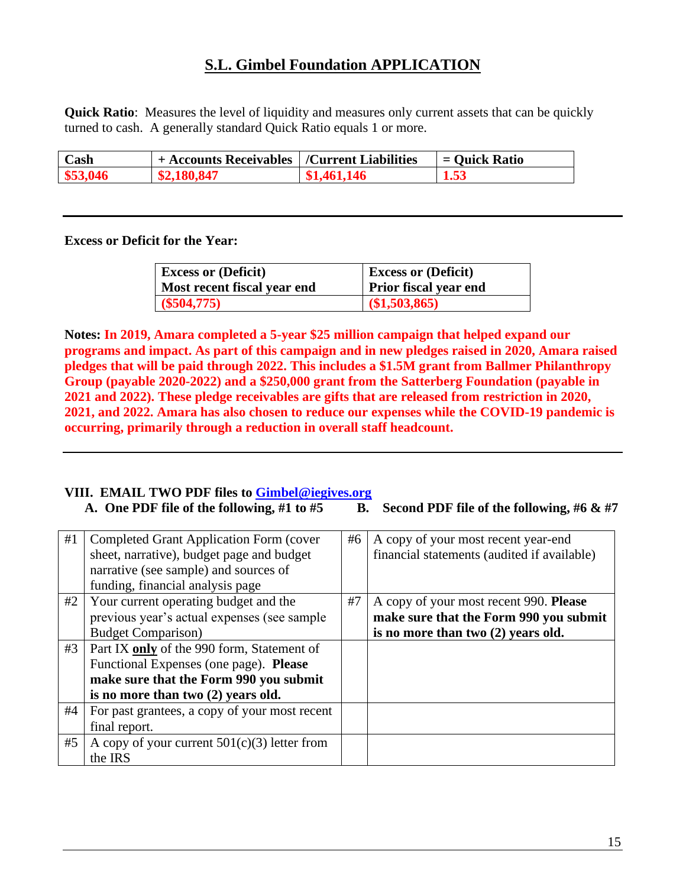# S.L. Gimbel Foundation APPLICATION

**Quick Ratio**: Measures the level of liquidity and measures only current assets that can be quickly turned to cash. A generally standard Quick Ratio equals 1 or more.

| Cash | + Accounts Receivables | /Current Liabilities | = Quick Ratio |
|---|---|---|---|
| **$53,046** | **$2,180,847** | **$1,461,146** | **1.53** |

---

**Excess or Deficit for the Year:**

| Excess or (Deficit) Most recent fiscal year end | Excess or (Deficit) Prior fiscal year end |
|---|---|
| **($504,775)** | **($1,503,865)** |

**Notes: In 2019, Amara completed a 5-year $25 million campaign that helped expand our programs and impact. As part of this campaign and in new pledges raised in 2020, Amara raised pledges that will be paid through 2022. This includes a $1.5M grant from Ballmer Philanthropy Group (payable 2020-2022) and a $250,000 grant from the Satterberg Foundation (payable in 2021 and 2022). These pledge receivables are gifts that are released from restriction in 2020, 2021, and 2022. Amara has also chosen to reduce our expenses while the COVID-19 pandemic is occurring, primarily through a reduction in overall staff headcount.**

---

**VIII. EMAIL TWO PDF files to [Gimbel@iegives.org](mailto:Gimbel@iegives.org)**

**A. One PDF file of the following, #1 to #5** **B. Second PDF file of the following, #6 & #7**

| | | | |
|---|---|---|---|
| #1 | Completed Grant Application Form (cover sheet, narrative), budget page and budget narrative (see sample) and sources of funding, financial analysis page | #6 | A copy of your most recent year-end financial statements (audited if available) |
| #2 | Your current operating budget and the previous year's actual expenses (see sample Budget Comparison) | #7 | A copy of your most recent 990. **Please make sure that the Form 990 you submit is no more than two (2) years old.** |
| #3 | Part IX **only** of the 990 form, Statement of Functional Expenses (one page). **Please make sure that the Form 990 you submit is no more than two (2) years old.** | | |
| #4 | For past grantees, a copy of your most recent final report. | | |
| #5 | A copy of your current 501(c)(3) letter from the IRS | | |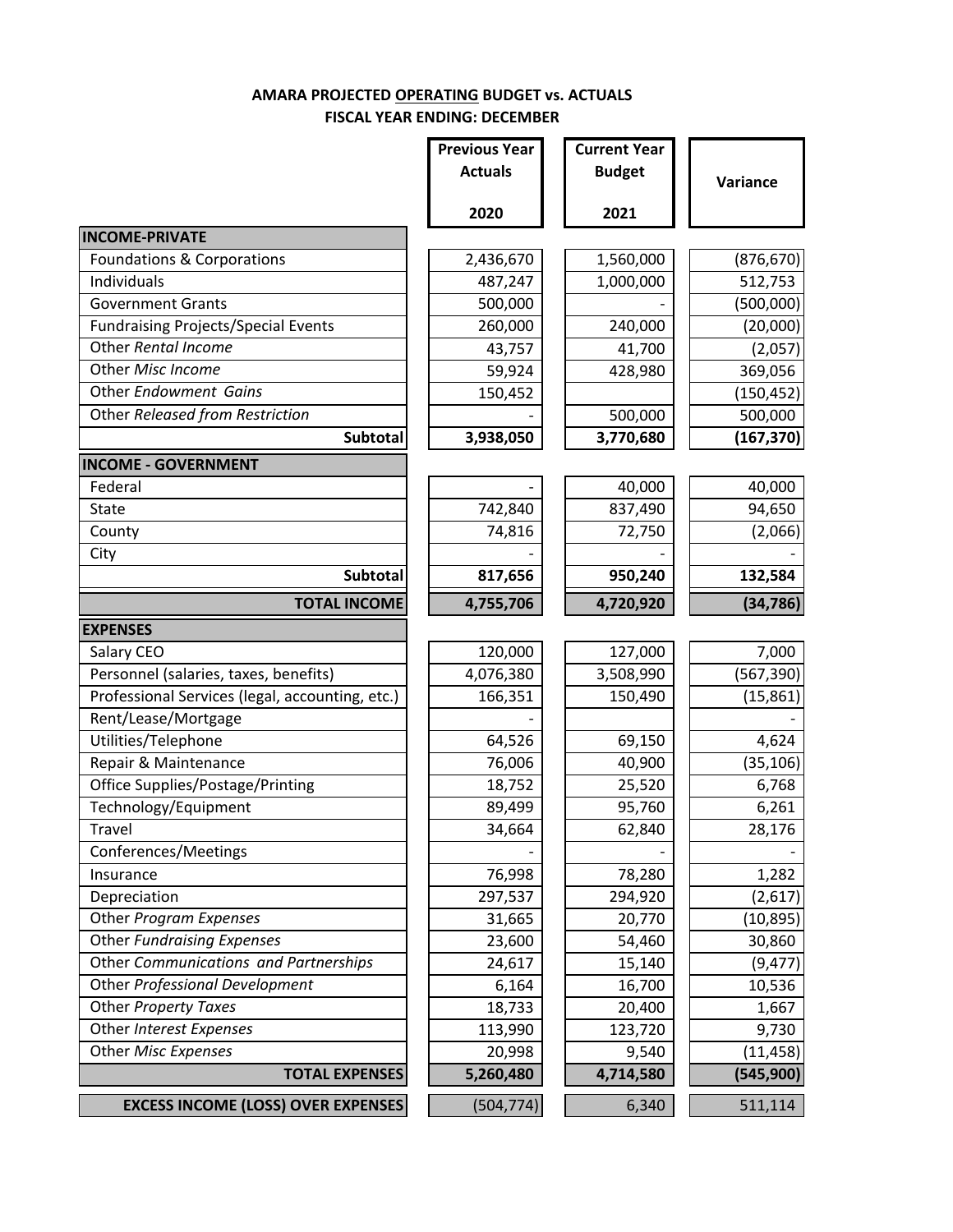# AMARA PROJECTED <u>OPERATING</u> BUDGET vs. ACTUALS
## FISCAL YEAR ENDING: DECEMBER

| | Previous Year Actuals 2020 | Current Year Budget 2021 | Variance |
|---|---|---|---|
| **INCOME-PRIVATE** | | | |
| Foundations & Corporations | 2,436,670 | 1,560,000 | (876,670) |
| Individuals | 487,247 | 1,000,000 | 512,753 |
| Government Grants | 500,000 | - | (500,000) |
| Fundraising Projects/Special Events | 260,000 | 240,000 | (20,000) |
| Other *Rental Income* | 43,757 | 41,700 | (2,057) |
| Other *Misc Income* | 59,924 | 428,980 | 369,056 |
| Other *Endowment Gains* | 150,452 | | (150,452) |
| Other *Released from Restriction* | - | 500,000 | 500,000 |
| **Subtotal** | **3,938,050** | **3,770,680** | **(167,370)** |
| **INCOME - GOVERNMENT** | | | |
| Federal | - | 40,000 | 40,000 |
| State | 742,840 | 837,490 | 94,650 |
| County | 74,816 | 72,750 | (2,066) |
| City | - | - | - |
| **Subtotal** | **817,656** | **950,240** | **132,584** |
| **TOTAL INCOME** | **4,755,706** | **4,720,920** | **(34,786)** |
| **EXPENSES** | | | |
| Salary CEO | 120,000 | 127,000 | 7,000 |
| Personnel (salaries, taxes, benefits) | 4,076,380 | 3,508,990 | (567,390) |
| Professional Services (legal, accounting, etc.) | 166,351 | 150,490 | (15,861) |
| Rent/Lease/Mortgage | - | | - |
| Utilities/Telephone | 64,526 | 69,150 | 4,624 |
| Repair & Maintenance | 76,006 | 40,900 | (35,106) |
| Office Supplies/Postage/Printing | 18,752 | 25,520 | 6,768 |
| Technology/Equipment | 89,499 | 95,760 | 6,261 |
| Travel | 34,664 | 62,840 | 28,176 |
| Conferences/Meetings | - | - | - |
| Insurance | 76,998 | 78,280 | 1,282 |
| Depreciation | 297,537 | 294,920 | (2,617) |
| Other *Program Expenses* | 31,665 | 20,770 | (10,895) |
| Other *Fundraising Expenses* | 23,600 | 54,460 | 30,860 |
| Other *Communications and Partnerships* | 24,617 | 15,140 | (9,477) |
| Other *Professional Development* | 6,164 | 16,700 | 10,536 |
| Other *Property Taxes* | 18,733 | 20,400 | 1,667 |
| Other *Interest Expenses* | 113,990 | 123,720 | 9,730 |
| Other *Misc Expenses* | 20,998 | 9,540 | (11,458) |
| **TOTAL EXPENSES** | **5,260,480** | **4,714,580** | **(545,900)** |
| **EXCESS INCOME (LOSS) OVER EXPENSES** | (504,774) | 6,340 | 511,114 |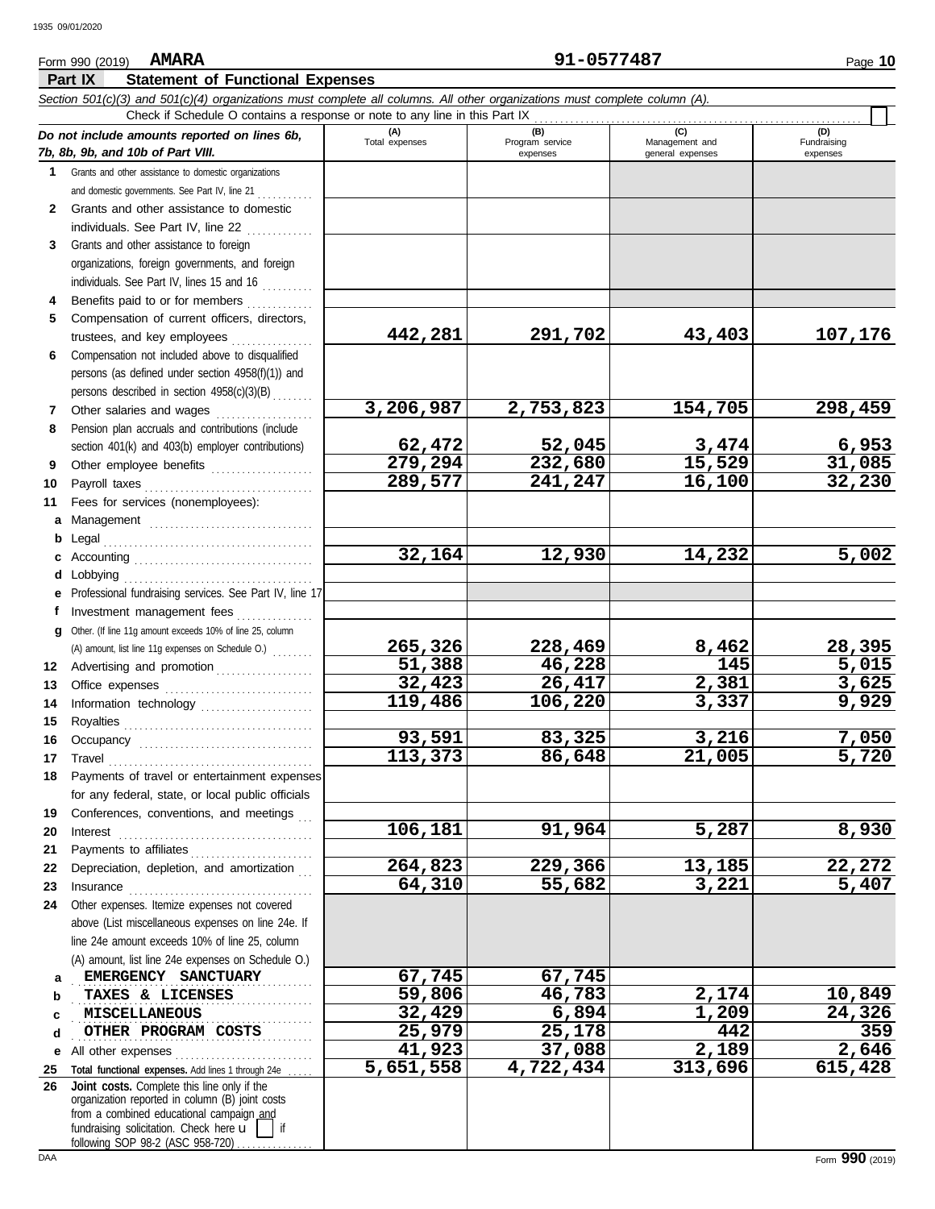Form 990 (2019) **AMARA** **91-0577487**

## Part IX Statement of Functional Expenses

*Section 501(c)(3) and 501(c)(4) organizations must complete all columns. All other organizations must complete column (A).*

Check if Schedule O contains a response or note to any line in this Part IX ☐

| *Do not include amounts reported on lines 6b, 7b, 8b, 9b, and 10b of Part VIII.* | (A) Total expenses | (B) Program service expenses | (C) Management and general expenses | (D) Fundraising expenses |
|---|---|---|---|---|
| 1 Grants and other assistance to domestic organizations and domestic governments. See Part IV, line 21 | | | | |
| 2 Grants and other assistance to domestic individuals. See Part IV, line 22 | | | | |
| 3 Grants and other assistance to foreign organizations, foreign governments, and foreign individuals. See Part IV, lines 15 and 16 | | | | |
| 4 Benefits paid to or for members | | | | |
| 5 Compensation of current officers, directors, trustees, and key employees | 442,281 | 291,702 | 43,403 | 107,176 |
| 6 Compensation not included above to disqualified persons (as defined under section 4958(f)(1)) and persons described in section 4958(c)(3)(B) | | | | |
| 7 Other salaries and wages | 3,206,987 | 2,753,823 | 154,705 | 298,459 |
| 8 Pension plan accruals and contributions (include section 401(k) and 403(b) employer contributions) | 62,472 | 52,045 | 3,474 | 6,953 |
| 9 Other employee benefits | 279,294 | 232,680 | 15,529 | 31,085 |
| 10 Payroll taxes | 289,577 | 241,247 | 16,100 | 32,230 |
| 11 Fees for services (nonemployees): | | | | |
| a Management | | | | |
| b Legal | | | | |
| c Accounting | 32,164 | 12,930 | 14,232 | 5,002 |
| d Lobbying | | | | |
| e Professional fundraising services. See Part IV, line 17 | | | | |
| f Investment management fees | | | | |
| g Other. (If line 11g amount exceeds 10% of line 25, column (A) amount, list line 11g expenses on Schedule O.) | 265,326 | 228,469 | 8,462 | 28,395 |
| 12 Advertising and promotion | 51,388 | 46,228 | 145 | 5,015 |
| 13 Office expenses | 32,423 | 26,417 | 2,381 | 3,625 |
| 14 Information technology | 119,486 | 106,220 | 3,337 | 9,929 |
| 15 Royalties | | | | |
| 16 Occupancy | 93,591 | 83,325 | 3,216 | 7,050 |
| 17 Travel | 113,373 | 86,648 | 21,005 | 5,720 |
| 18 Payments of travel or entertainment expenses for any federal, state, or local public officials | | | | |
| 19 Conferences, conventions, and meetings | | | | |
| 20 Interest | 106,181 | 91,964 | 5,287 | 8,930 |
| 21 Payments to affiliates | | | | |
| 22 Depreciation, depletion, and amortization | 264,823 | 229,366 | 13,185 | 22,272 |
| 23 Insurance | 64,310 | 55,682 | 3,221 | 5,407 |
| 24 Other expenses. Itemize expenses not covered above (List miscellaneous expenses on line 24e. If line 24e amount exceeds 10% of line 25, column (A) amount, list line 24e expenses on Schedule O.) | | | | |
| a EMERGENCY SANCTUARY | 67,745 | 67,745 | | |
| b TAXES & LICENSES | 59,806 | 46,783 | 2,174 | 10,849 |
| c MISCELLANEOUS | 32,429 | 6,894 | 1,209 | 24,326 |
| d OTHER PROGRAM COSTS | 25,979 | 25,178 | 442 | 359 |
| e All other expenses | 41,923 | 37,088 | 2,189 | 2,646 |
| 25 **Total functional expenses.** Add lines 1 through 24e | 5,651,558 | 4,722,434 | 313,696 | 615,428 |
| 26 **Joint costs.** Complete this line only if the organization reported in column (B) joint costs from a combined educational campaign and fundraising solicitation. Check here ☐ if following SOP 98-2 (ASC 958-720) | | | | |

Form **990** (2019)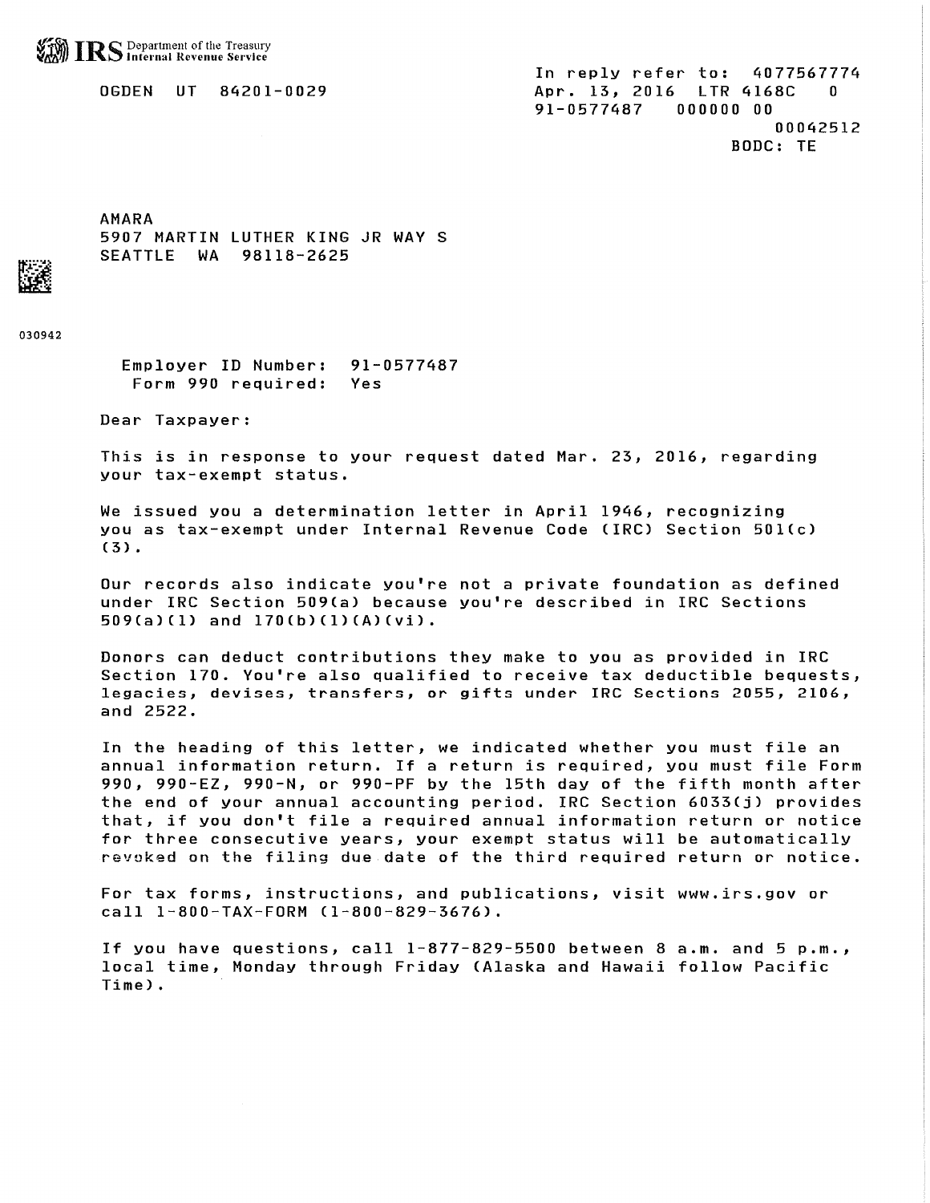IRS Department of the Treasury Internal Revenue Service

OGDEN UT 84201-0029

In reply refer to: 4077567774
Apr. 13, 2016 LTR 4168C 0
91-0577487 000000 00
00042512
BODC: TE

AMARA
5907 MARTIN LUTHER KING JR WAY S
SEATTLE WA 98118-2625

030942

Employer ID Number: 91-0577487
Form 990 required: Yes

Dear Taxpayer:

This is in response to your request dated Mar. 23, 2016, regarding your tax-exempt status.

We issued you a determination letter in April 1946, recognizing you as tax-exempt under Internal Revenue Code (IRC) Section 501(c)(3).

Our records also indicate you're not a private foundation as defined under IRC Section 509(a) because you're described in IRC Sections 509(a)(1) and 170(b)(1)(A)(vi).

Donors can deduct contributions they make to you as provided in IRC Section 170. You're also qualified to receive tax deductible bequests, legacies, devises, transfers, or gifts under IRC Sections 2055, 2106, and 2522.

In the heading of this letter, we indicated whether you must file an annual information return. If a return is required, you must file Form 990, 990-EZ, 990-N, or 990-PF by the 15th day of the fifth month after the end of your annual accounting period. IRC Section 6033(j) provides that, if you don't file a required annual information return or notice for three consecutive years, your exempt status will be automatically revoked on the filing due date of the third required return or notice.

For tax forms, instructions, and publications, visit www.irs.gov or call 1-800-TAX-FORM (1-800-829-3676).

If you have questions, call 1-877-829-5500 between 8 a.m. and 5 p.m., local time, Monday through Friday (Alaska and Hawaii follow Pacific Time).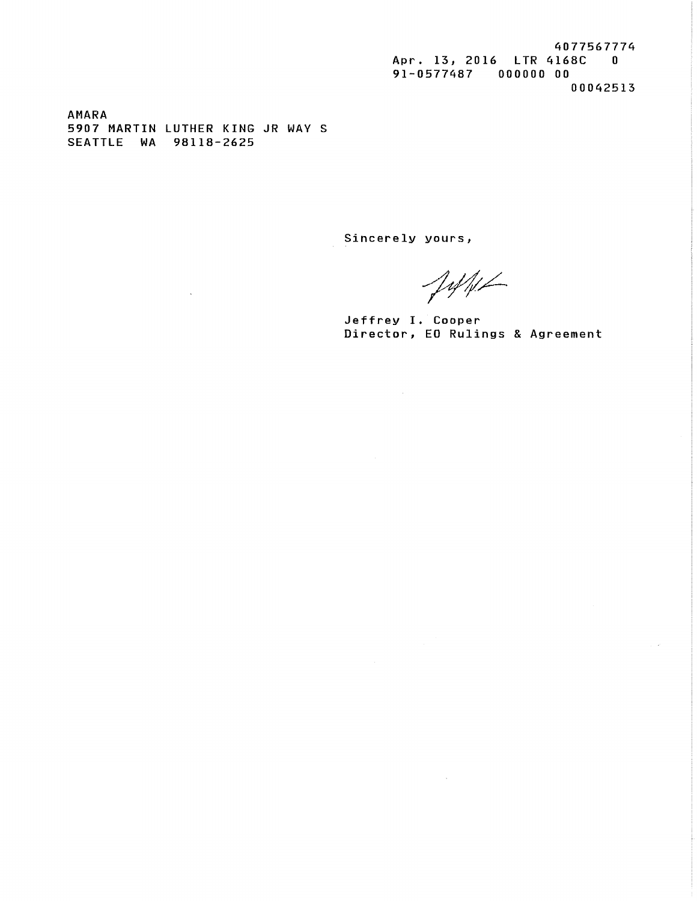4077567774
Apr. 13, 2016 LTR 4168C 0
91-0577487 000000 00
00042513

AMARA
5907 MARTIN LUTHER KING JR WAY S
SEATTLE WA 98118-2625

Sincerely yours,

Jeffrey I. Cooper
Director, EO Rulings & Agreement